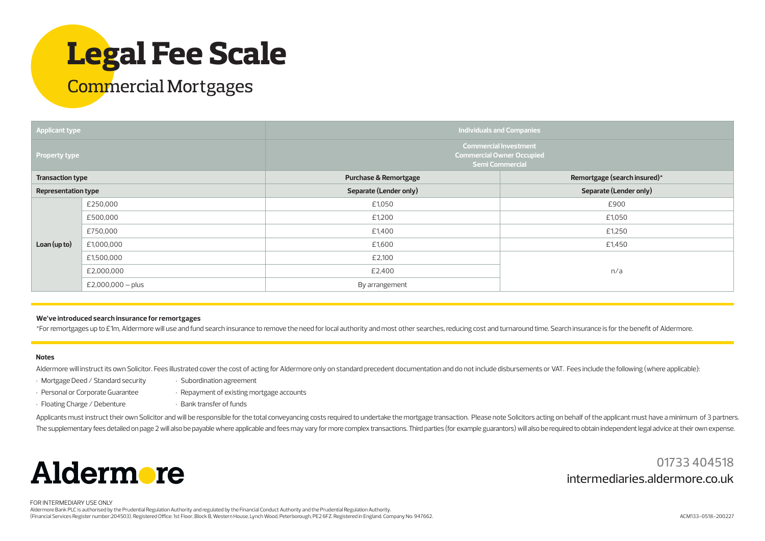# Legal Fee Scale

## Commercial Mortgages

| Applicant type | | Individuals and Companies | |
|---|---|---|---|
| Property type | | Commercial Investment<br>Commercial Owner Occupied<br>Semi Commercial | |
| Transaction type | | Purchase & Remortgage | Remortgage (search insured)* |
| Representation type | | Separate (Lender only) | Separate (Lender only) |
| Loan (up to) | £250,000 | £1,050 | £900 |
| | £500,000 | £1,200 | £1,050 |
| | £750,000 | £1,400 | £1,250 |
| | £1,000,000 | £1,600 | £1,450 |
| | £1,500,000 | £2,100 | n/a |
| | £2,000,000 | £2,400 | |
| | £2,000,000 – plus | By arrangement | |

**We've introduced search insurance for remortgages**

*For remortgages up to £1m, Aldermore will use and fund search insurance to remove the need for local authority and most other searches, reducing cost and turnaround time. Search insurance is for the benefit of Aldermore.

**Notes**

Aldermore will instruct its own Solicitor. Fees illustrated cover the cost of acting for Aldermore only on standard precedent documentation and do not include disbursements or VAT. Fees include the following (where applicable):

- Mortgage Deed / Standard security
- Personal or Corporate Guarantee
- Floating Charge / Debenture
- Subordination agreement
- Repayment of existing mortgage accounts
- Bank transfer of funds

Applicants must instruct their own Solicitor and will be responsible for the total conveyancing costs required to undertake the mortgage transaction. Please note Solicitors acting on behalf of the applicant must have a minimum of 3 partners. The supplementary fees detailed on page 2 will also be payable where applicable and fees may vary for more complex transactions. Third parties (for example guarantors) will also be required to obtain independent legal advice at their own expense.

Aldermore

01733 404518
intermediaries.aldermore.co.uk

FOR INTERMEDIARY USE ONLY
Aldermore Bank PLC is authorised by the Prudential Regulation Authority and regulated by the Financial Conduct Authority and the Prudential Regulation Authority.
(Financial Services Register number:204503). Registered Office: 1st Floor, Block B, Western House, Lynch Wood, Peterborough, PE2 6FZ. Registered in England. Company No. 947662.

ACM133-0518-200227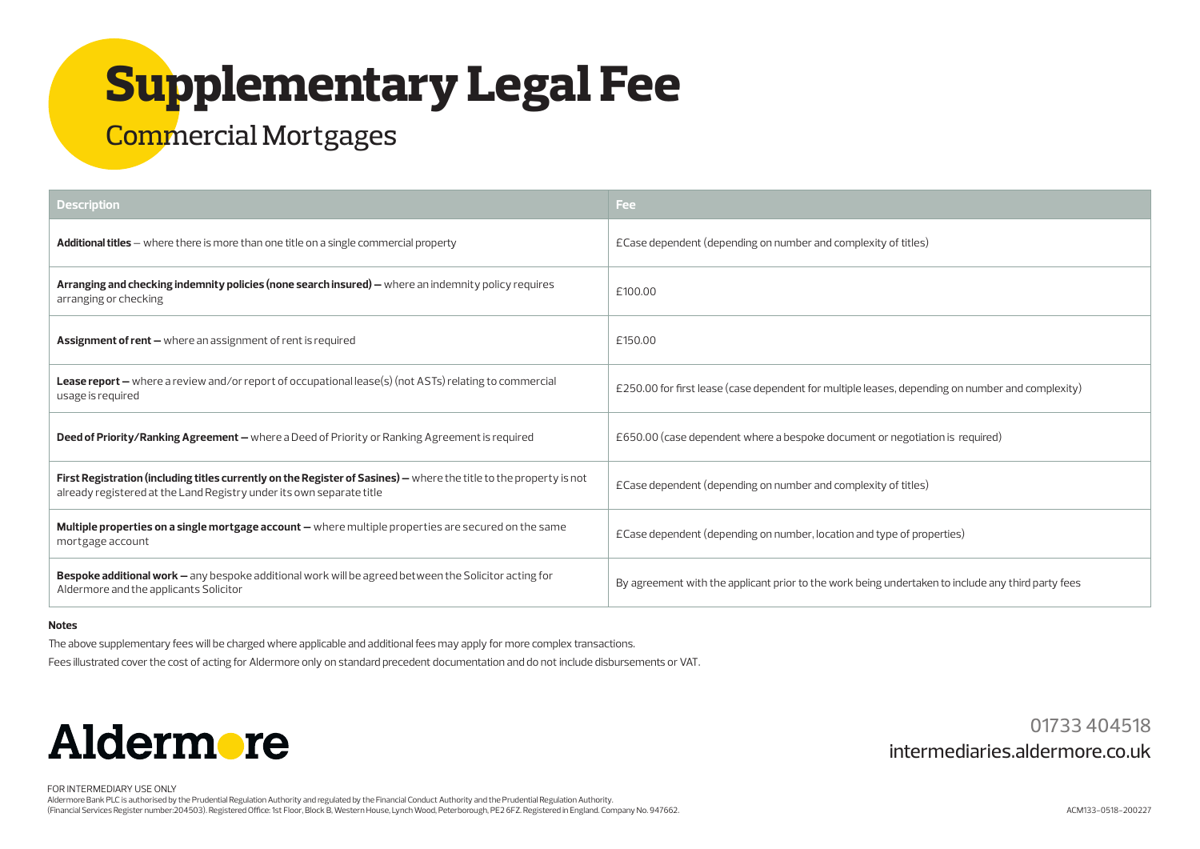# Supplementary Legal Fee

## Commercial Mortgages

| Description | Fee |
| --- | --- |
| **Additional titles** – where there is more than one title on a single commercial property | £Case dependent (depending on number and complexity of titles) |
| **Arranging and checking indemnity policies (none search insured) –** where an indemnity policy requires arranging or checking | £100.00 |
| **Assignment of rent –** where an assignment of rent is required | £150.00 |
| **Lease report –** where a review and/or report of occupational lease(s) (not ASTs) relating to commercial usage is required | £250.00 for first lease (case dependent for multiple leases, depending on number and complexity) |
| **Deed of Priority/Ranking Agreement –** where a Deed of Priority or Ranking Agreement is required | £650.00 (case dependent where a bespoke document or negotiation is required) |
| **First Registration (including titles currently on the Register of Sasines) –** where the title to the property is not already registered at the Land Registry under its own separate title | £Case dependent (depending on number and complexity of titles) |
| **Multiple properties on a single mortgage account –** where multiple properties are secured on the same mortgage account | £Case dependent (depending on number, location and type of properties) |
| **Bespoke additional work –** any bespoke additional work will be agreed between the Solicitor acting for Aldermore and the applicants Solicitor | By agreement with the applicant prior to the work being undertaken to include any third party fees |

**Notes**

The above supplementary fees will be charged where applicable and additional fees may apply for more complex transactions.

Fees illustrated cover the cost of acting for Aldermore only on standard precedent documentation and do not include disbursements or VAT.

Aldermore

01733 404518
intermediaries.aldermore.co.uk

FOR INTERMEDIARY USE ONLY
Aldermore Bank PLC is authorised by the Prudential Regulation Authority and regulated by the Financial Conduct Authority and the Prudential Regulation Authority.
(Financial Services Register number:204503). Registered Office: 1st Floor, Block B, Western House, Lynch Wood, Peterborough, PE2 6FZ. Registered in England. Company No. 947662.

ACM133-0518-200227